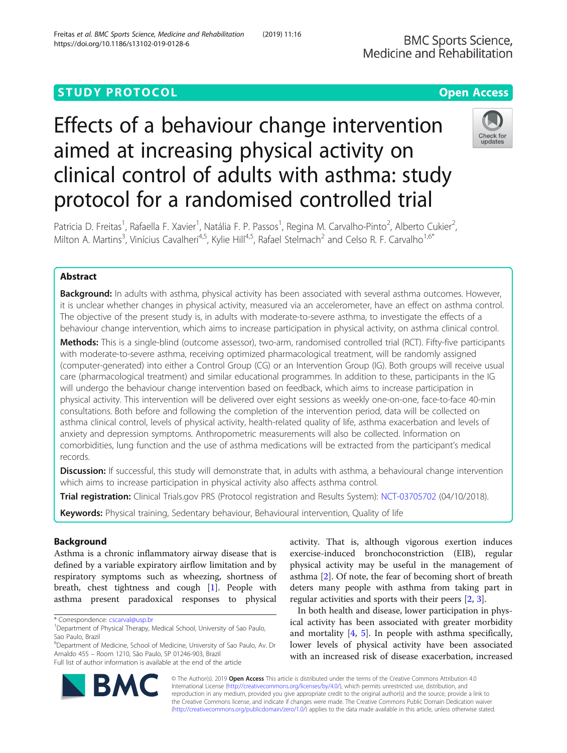STUDY PROTOCOL

Open Access

# Effects of a behaviour change intervention aimed at increasing physical activity on clinical control of adults with asthma: study protocol for a randomised controlled trial

Patricia D. Freitas[1], Rafaella F. Xavier[1], Natália F. P. Passos[1], Regina M. Carvalho-Pinto[2], Alberto Cukier[2], Milton A. Martins[3], Vinícius Cavalheri[4,5], Kylie Hill[4,5], Rafael Stelmach[2] and Celso R. F. Carvalho[1,6*]

## Abstract

**Background:** In adults with asthma, physical activity has been associated with several asthma outcomes. However, it is unclear whether changes in physical activity, measured via an accelerometer, have an effect on asthma control. The objective of the present study is, in adults with moderate-to-severe asthma, to investigate the effects of a behaviour change intervention, which aims to increase participation in physical activity, on asthma clinical control.

**Methods:** This is a single-blind (outcome assessor), two-arm, randomised controlled trial (RCT). Fifty-five participants with moderate-to-severe asthma, receiving optimized pharmacological treatment, will be randomly assigned (computer-generated) into either a Control Group (CG) or an Intervention Group (IG). Both groups will receive usual care (pharmacological treatment) and similar educational programmes. In addition to these, participants in the IG will undergo the behaviour change intervention based on feedback, which aims to increase participation in physical activity. This intervention will be delivered over eight sessions as weekly one-on-one, face-to-face 40-min consultations. Both before and following the completion of the intervention period, data will be collected on asthma clinical control, levels of physical activity, health-related quality of life, asthma exacerbation and levels of anxiety and depression symptoms. Anthropometric measurements will also be collected. Information on comorbidities, lung function and the use of asthma medications will be extracted from the participant's medical records.

**Discussion:** If successful, this study will demonstrate that, in adults with asthma, a behavioural change intervention which aims to increase participation in physical activity also affects asthma control.

**Trial registration:** Clinical Trials.gov PRS (Protocol registration and Results System): NCT-03705702 (04/10/2018).

**Keywords:** Physical training, Sedentary behaviour, Behavioural intervention, Quality of life

## Background

Asthma is a chronic inflammatory airway disease that is defined by a variable expiratory airflow limitation and by respiratory symptoms such as wheezing, shortness of breath, chest tightness and cough [1]. People with asthma present paradoxical responses to physical activity. That is, although vigorous exertion induces exercise-induced bronchoconstriction (EIB), regular physical activity may be useful in the management of asthma [2]. Of note, the fear of becoming short of breath deters many people with asthma from taking part in regular activities and sports with their peers [2, 3].

In both health and disease, lower participation in physical activity has been associated with greater morbidity and mortality [4, 5]. In people with asthma specifically, lower levels of physical activity have been associated with an increased risk of disease exacerbation, increased

\* Correspondence: cscarval@usp.br
[1]Department of Physical Therapy, Medical School, University of Sao Paulo, Sao Paulo, Brazil
[6]Department of Medicine, School of Medicine, University of São Paulo, Av. Dr Arnaldo 455 – Room 1210, São Paulo, SP 01246-903, Brazil
Full list of author information is available at the end of the article

© The Author(s). 2019 **Open Access** This article is distributed under the terms of the Creative Commons Attribution 4.0 International License (http://creativecommons.org/licenses/by/4.0/), which permits unrestricted use, distribution, and reproduction in any medium, provided you give appropriate credit to the original author(s) and the source, provide a link to the Creative Commons license, and indicate if changes were made. The Creative Commons Public Domain Dedication waiver (http://creativecommons.org/publicdomain/zero/1.0/) applies to the data made available in this article, unless otherwise stated.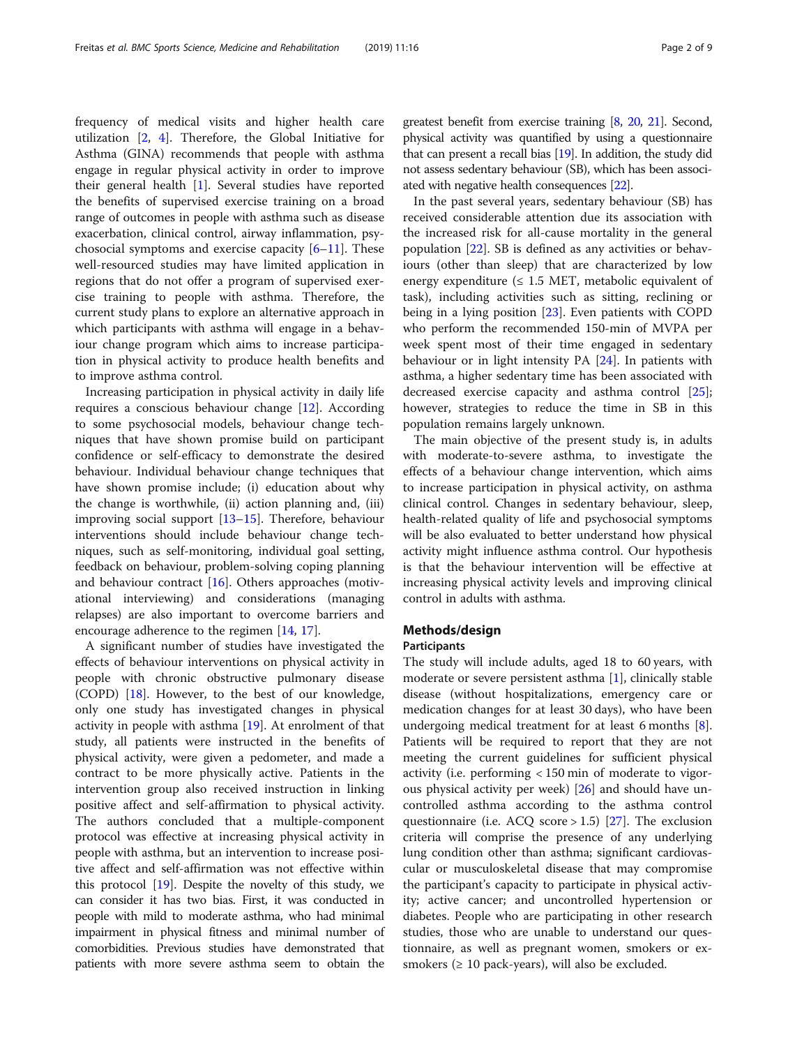frequency of medical visits and higher health care utilization [2, 4]. Therefore, the Global Initiative for Asthma (GINA) recommends that people with asthma engage in regular physical activity in order to improve their general health [1]. Several studies have reported the benefits of supervised exercise training on a broad range of outcomes in people with asthma such as disease exacerbation, clinical control, airway inflammation, psychosocial symptoms and exercise capacity [6–11]. These well-resourced studies may have limited application in regions that do not offer a program of supervised exercise training to people with asthma. Therefore, the current study plans to explore an alternative approach in which participants with asthma will engage in a behaviour change program which aims to increase participation in physical activity to produce health benefits and to improve asthma control.

Increasing participation in physical activity in daily life requires a conscious behaviour change [12]. According to some psychosocial models, behaviour change techniques that have shown promise build on participant confidence or self-efficacy to demonstrate the desired behaviour. Individual behaviour change techniques that have shown promise include; (i) education about why the change is worthwhile, (ii) action planning and, (iii) improving social support [13–15]. Therefore, behaviour interventions should include behaviour change techniques, such as self-monitoring, individual goal setting, feedback on behaviour, problem-solving coping planning and behaviour contract [16]. Others approaches (motivational interviewing) and considerations (managing relapses) are also important to overcome barriers and encourage adherence to the regimen [14, 17].

A significant number of studies have investigated the effects of behaviour interventions on physical activity in people with chronic obstructive pulmonary disease (COPD) [18]. However, to the best of our knowledge, only one study has investigated changes in physical activity in people with asthma [19]. At enrolment of that study, all patients were instructed in the benefits of physical activity, were given a pedometer, and made a contract to be more physically active. Patients in the intervention group also received instruction in linking positive affect and self-affirmation to physical activity. The authors concluded that a multiple-component protocol was effective at increasing physical activity in people with asthma, but an intervention to increase positive affect and self-affirmation was not effective within this protocol [19]. Despite the novelty of this study, we can consider it has two bias. First, it was conducted in people with mild to moderate asthma, who had minimal impairment in physical fitness and minimal number of comorbidities. Previous studies have demonstrated that patients with more severe asthma seem to obtain the greatest benefit from exercise training [8, 20, 21]. Second, physical activity was quantified by using a questionnaire that can present a recall bias [19]. In addition, the study did not assess sedentary behaviour (SB), which has been associated with negative health consequences [22].

In the past several years, sedentary behaviour (SB) has received considerable attention due its association with the increased risk for all-cause mortality in the general population [22]. SB is defined as any activities or behaviours (other than sleep) that are characterized by low energy expenditure (≤ 1.5 MET, metabolic equivalent of task), including activities such as sitting, reclining or being in a lying position [23]. Even patients with COPD who perform the recommended 150-min of MVPA per week spent most of their time engaged in sedentary behaviour or in light intensity PA [24]. In patients with asthma, a higher sedentary time has been associated with decreased exercise capacity and asthma control [25]; however, strategies to reduce the time in SB in this population remains largely unknown.

The main objective of the present study is, in adults with moderate-to-severe asthma, to investigate the effects of a behaviour change intervention, which aims to increase participation in physical activity, on asthma clinical control. Changes in sedentary behaviour, sleep, health-related quality of life and psychosocial symptoms will be also evaluated to better understand how physical activity might influence asthma control. Our hypothesis is that the behaviour intervention will be effective at increasing physical activity levels and improving clinical control in adults with asthma.

## Methods/design

### Participants

The study will include adults, aged 18 to 60 years, with moderate or severe persistent asthma [1], clinically stable disease (without hospitalizations, emergency care or medication changes for at least 30 days), who have been undergoing medical treatment for at least 6 months [8]. Patients will be required to report that they are not meeting the current guidelines for sufficient physical activity (i.e. performing < 150 min of moderate to vigorous physical activity per week) [26] and should have uncontrolled asthma according to the asthma control questionnaire (i.e. ACQ score > 1.5) [27]. The exclusion criteria will comprise the presence of any underlying lung condition other than asthma; significant cardiovascular or musculoskeletal disease that may compromise the participant's capacity to participate in physical activity; active cancer; and uncontrolled hypertension or diabetes. People who are participating in other research studies, those who are unable to understand our questionnaire, as well as pregnant women, smokers or ex-smokers (≥ 10 pack-years), will also be excluded.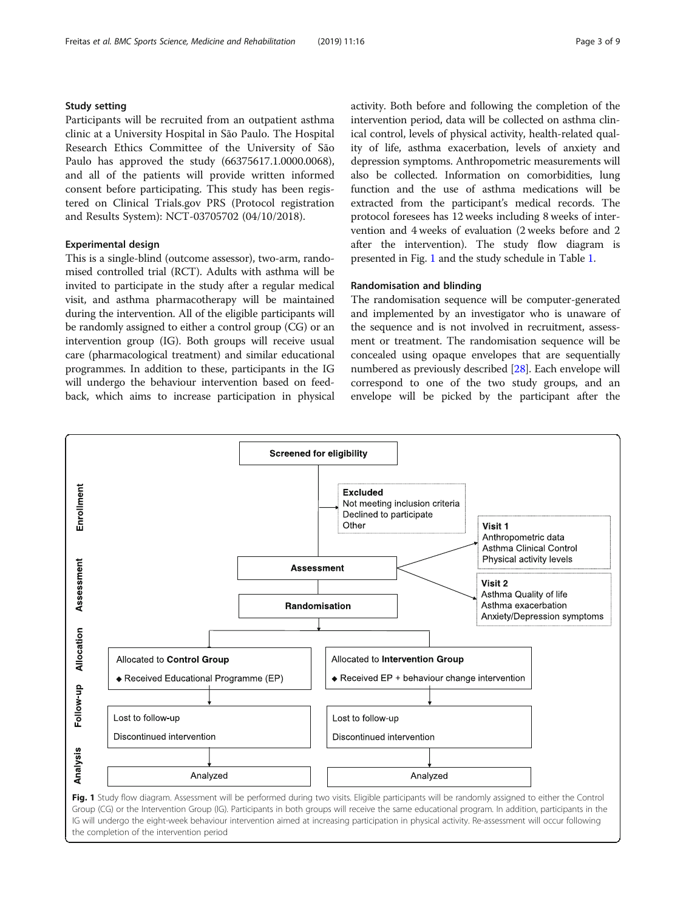### Study setting

Participants will be recruited from an outpatient asthma clinic at a University Hospital in São Paulo. The Hospital Research Ethics Committee of the University of São Paulo has approved the study (66375617.1.0000.0068), and all of the patients will provide written informed consent before participating. This study has been registered on Clinical Trials.gov PRS (Protocol registration and Results System): NCT-03705702 (04/10/2018).

### Experimental design

This is a single-blind (outcome assessor), two-arm, randomised controlled trial (RCT). Adults with asthma will be invited to participate in the study after a regular medical visit, and asthma pharmacotherapy will be maintained during the intervention. All of the eligible participants will be randomly assigned to either a control group (CG) or an intervention group (IG). Both groups will receive usual care (pharmacological treatment) and similar educational programmes. In addition to these, participants in the IG will undergo the behaviour intervention based on feedback, which aims to increase participation in physical activity. Both before and following the completion of the intervention period, data will be collected on asthma clinical control, levels of physical activity, health-related quality of life, asthma exacerbation, levels of anxiety and depression symptoms. Anthropometric measurements will also be collected. Information on comorbidities, lung function and the use of asthma medications will be extracted from the participant's medical records. The protocol foresees has 12 weeks including 8 weeks of intervention and 4 weeks of evaluation (2 weeks before and 2 after the intervention). The study flow diagram is presented in Fig. 1 and the study schedule in Table 1.

### Randomisation and blinding

The randomisation sequence will be computer-generated and implemented by an investigator who is unaware of the sequence and is not involved in recruitment, assessment or treatment. The randomisation sequence will be concealed using opaque envelopes that are sequentially numbered as previously described [28]. Each envelope will correspond to one of the two study groups, and an envelope will be picked by the participant after the

**Enrollment**

Screened for eligibility

Excluded
Not meeting inclusion criteria
Declined to participate
Other

**Assessment**

Assessment

Visit 1
Anthropometric data
Asthma Clinical Control
Physical activity levels

Visit 2
Asthma Quality of life
Asthma exacerbation
Anxiety/Depression symptoms

Randomisation

**Allocation**

Allocated to **Control Group**
◆ Received Educational Programme (EP)

Allocated to **Intervention Group**
◆ Received EP + behaviour change intervention

**Follow-up**

Lost to follow-up
Discontinued intervention

Lost to follow-up
Discontinued intervention

**Analysis**

Analyzed

Analyzed

**Fig. 1** Study flow diagram. Assessment will be performed during two visits. Eligible participants will be randomly assigned to either the Control Group (CG) or the Intervention Group (IG). Participants in both groups will receive the same educational program. In addition, participants in the IG will undergo the eight-week behaviour intervention aimed at increasing participation in physical activity. Re-assessment will occur following the completion of the intervention period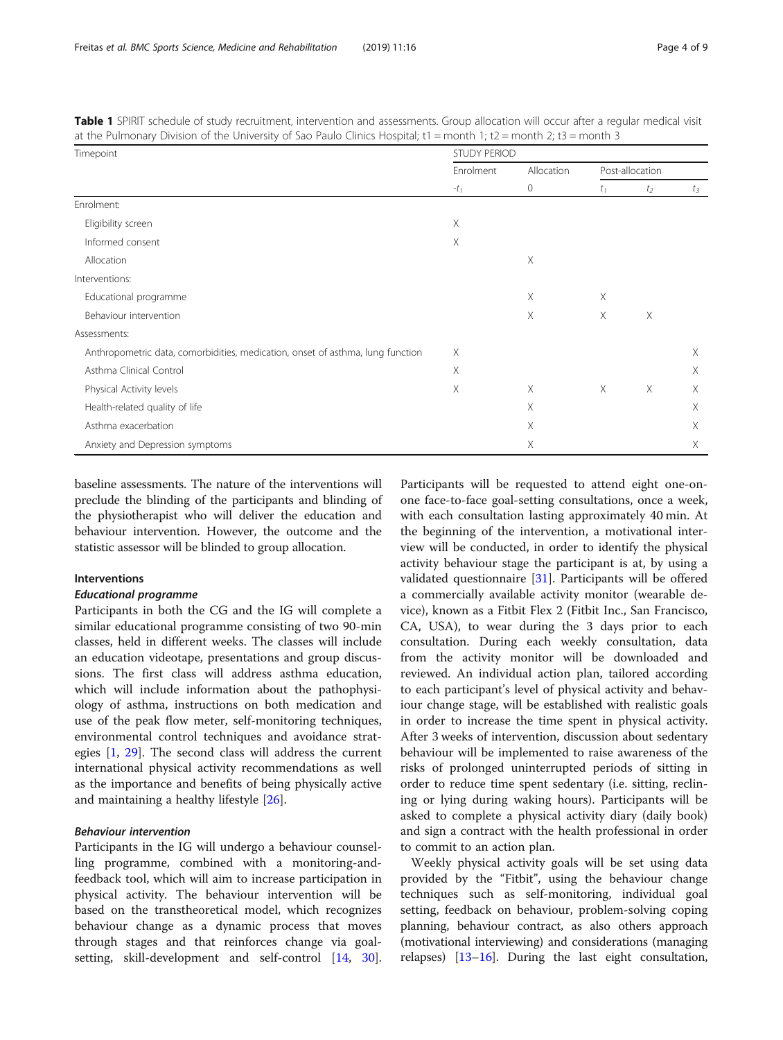**Table 1** SPIRIT schedule of study recruitment, intervention and assessments. Group allocation will occur after a regular medical visit at the Pulmonary Division of the University of Sao Paulo Clinics Hospital; t1 = month 1; t2 = month 2; t3 = month 3

| Timepoint | STUDY PERIOD | | | | |
|---|---|---|---|---|---|
| | Enrolment | Allocation | Post-allocation | | |
| | $-t_1$ | 0 | $t_1$ | $t_2$ | $t_3$ |
| Enrolment: | | | | | |
| Eligibility screen | X | | | | |
| Informed consent | X | | | | |
| Allocation | | X | | | |
| Interventions: | | | | | |
| Educational programme | | X | X | | |
| Behaviour intervention | | X | X | X | |
| Assessments: | | | | | |
| Anthropometric data, comorbidities, medication, onset of asthma, lung function | X | | | | X |
| Asthma Clinical Control | X | | | | X |
| Physical Activity levels | X | X | X | X | X |
| Health-related quality of life | | X | | | X |
| Asthma exacerbation | | X | | | X |
| Anxiety and Depression symptoms | | X | | | X |

baseline assessments. The nature of the interventions will preclude the blinding of the participants and blinding of the physiotherapist who will deliver the education and behaviour intervention. However, the outcome and the statistic assessor will be blinded to group allocation.

### Interventions

#### *Educational programme*

Participants in both the CG and the IG will complete a similar educational programme consisting of two 90-min classes, held in different weeks. The classes will include an education videotape, presentations and group discussions. The first class will address asthma education, which will include information about the pathophysiology of asthma, instructions on both medication and use of the peak flow meter, self-monitoring techniques, environmental control techniques and avoidance strategies [1, 29]. The second class will address the current international physical activity recommendations as well as the importance and benefits of being physically active and maintaining a healthy lifestyle [26].

#### *Behaviour intervention*

Participants in the IG will undergo a behaviour counselling programme, combined with a monitoring-and-feedback tool, which will aim to increase participation in physical activity. The behaviour intervention will be based on the transtheoretical model, which recognizes behaviour change as a dynamic process that moves through stages and that reinforces change via goal-setting, skill-development and self-control [14, 30]. Participants will be requested to attend eight one-on-one face-to-face goal-setting consultations, once a week, with each consultation lasting approximately 40 min. At the beginning of the intervention, a motivational interview will be conducted, in order to identify the physical activity behaviour stage the participant is at, by using a validated questionnaire [31]. Participants will be offered a commercially available activity monitor (wearable device), known as a Fitbit Flex 2 (Fitbit Inc., San Francisco, CA, USA), to wear during the 3 days prior to each consultation. During each weekly consultation, data from the activity monitor will be downloaded and reviewed. An individual action plan, tailored according to each participant's level of physical activity and behaviour change stage, will be established with realistic goals in order to increase the time spent in physical activity. After 3 weeks of intervention, discussion about sedentary behaviour will be implemented to raise awareness of the risks of prolonged uninterrupted periods of sitting in order to reduce time spent sedentary (i.e. sitting, reclining or lying during waking hours). Participants will be asked to complete a physical activity diary (daily book) and sign a contract with the health professional in order to commit to an action plan.

Weekly physical activity goals will be set using data provided by the "Fitbit", using the behaviour change techniques such as self-monitoring, individual goal setting, feedback on behaviour, problem-solving coping planning, behaviour contract, as also others approach (motivational interviewing) and considerations (managing relapses) [13–16]. During the last eight consultation,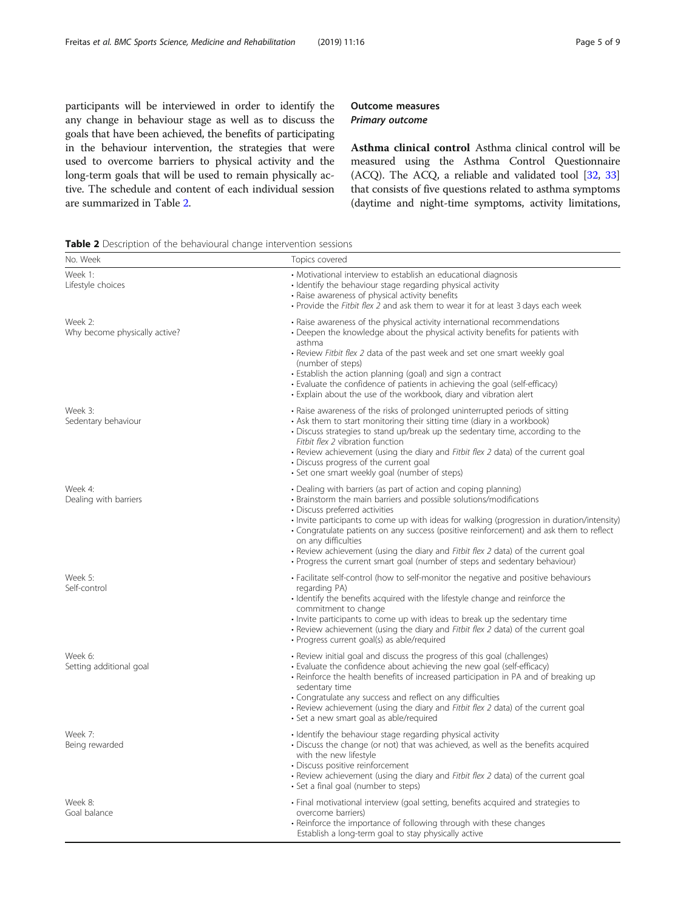participants will be interviewed in order to identify the any change in behaviour stage as well as to discuss the goals that have been achieved, the benefits of participating in the behaviour intervention, the strategies that were used to overcome barriers to physical activity and the long-term goals that will be used to remain physically active. The schedule and content of each individual session are summarized in Table 2.

## Outcome measures

### Primary outcome

**Asthma clinical control** Asthma clinical control will be measured using the Asthma Control Questionnaire (ACQ). The ACQ, a reliable and validated tool [32, 33] that consists of five questions related to asthma symptoms (daytime and night-time symptoms, activity limitations,

**Table 2** Description of the behavioural change intervention sessions

| No. Week | Topics covered |
|---|---|
| Week 1: Lifestyle choices | • Motivational interview to establish an educational diagnosis<br>• Identify the behaviour stage regarding physical activity<br>• Raise awareness of physical activity benefits<br>• Provide the *Fitbit flex 2* and ask them to wear it for at least 3 days each week |
| Week 2: Why become physically active? | • Raise awareness of the physical activity international recommendations<br>• Deepen the knowledge about the physical activity benefits for patients with asthma<br>• Review *Fitbit flex 2* data of the past week and set one smart weekly goal (number of steps)<br>• Establish the action planning (goal) and sign a contract<br>• Evaluate the confidence of patients in achieving the goal (self-efficacy)<br>• Explain about the use of the workbook, diary and vibration alert |
| Week 3: Sedentary behaviour | • Raise awareness of the risks of prolonged uninterrupted periods of sitting<br>• Ask them to start monitoring their sitting time (diary in a workbook)<br>• Discuss strategies to stand up/break up the sedentary time, according to the *Fitbit flex 2* vibration function<br>• Review achievement (using the diary and *Fitbit flex 2* data) of the current goal<br>• Discuss progress of the current goal<br>• Set one smart weekly goal (number of steps) |
| Week 4: Dealing with barriers | • Dealing with barriers (as part of action and coping planning)<br>• Brainstorm the main barriers and possible solutions/modifications<br>• Discuss preferred activities<br>• Invite participants to come up with ideas for walking (progression in duration/intensity)<br>• Congratulate patients on any success (positive reinforcement) and ask them to reflect on any difficulties<br>• Review achievement (using the diary and *Fitbit flex 2* data) of the current goal<br>• Progress the current smart goal (number of steps and sedentary behaviour) |
| Week 5: Self-control | • Facilitate self-control (how to self-monitor the negative and positive behaviours regarding PA)<br>• Identify the benefits acquired with the lifestyle change and reinforce the commitment to change<br>• Invite participants to come up with ideas to break up the sedentary time<br>• Review achievement (using the diary and *Fitbit flex 2* data) of the current goal<br>• Progress current goal(s) as able/required |
| Week 6: Setting additional goal | • Review initial goal and discuss the progress of this goal (challenges)<br>• Evaluate the confidence about achieving the new goal (self-efficacy)<br>• Reinforce the health benefits of increased participation in PA and of breaking up sedentary time<br>• Congratulate any success and reflect on any difficulties<br>• Review achievement (using the diary and *Fitbit flex 2* data) of the current goal<br>• Set a new smart goal as able/required |
| Week 7: Being rewarded | • Identify the behaviour stage regarding physical activity<br>• Discuss the change (or not) that was achieved, as well as the benefits acquired with the new lifestyle<br>• Discuss positive reinforcement<br>• Review achievement (using the diary and *Fitbit flex 2* data) of the current goal<br>• Set a final goal (number to steps) |
| Week 8: Goal balance | • Final motivational interview (goal setting, benefits acquired and strategies to overcome barriers)<br>• Reinforce the importance of following through with these changes<br>Establish a long-term goal to stay physically active |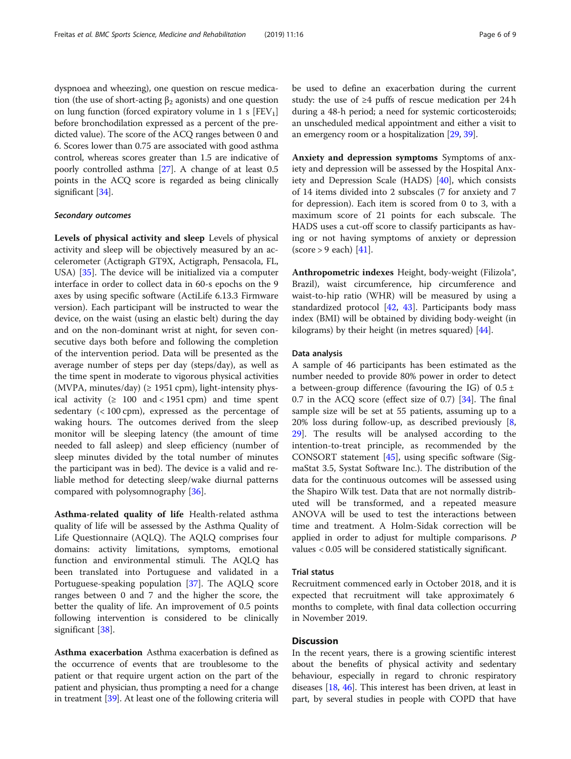dyspnoea and wheezing), one question on rescue medication (the use of short-acting $\beta_2$ agonists) and one question on lung function (forced expiratory volume in 1 s [$FEV_1$] before bronchodilation expressed as a percent of the predicted value). The score of the ACQ ranges between 0 and 6. Scores lower than 0.75 are associated with good asthma control, whereas scores greater than 1.5 are indicative of poorly controlled asthma [27]. A change of at least 0.5 points in the ACQ score is regarded as being clinically significant [34].

#### *Secondary outcomes*

**Levels of physical activity and sleep** Levels of physical activity and sleep will be objectively measured by an accelerometer (Actigraph GT9X, Actigraph, Pensacola, FL, USA) [35]. The device will be initialized via a computer interface in order to collect data in 60-s epochs on the 9 axes by using specific software (ActiLife 6.13.3 Firmware version). Each participant will be instructed to wear the device, on the waist (using an elastic belt) during the day and on the non-dominant wrist at night, for seven consecutive days both before and following the completion of the intervention period. Data will be presented as the average number of steps per day (steps/day), as well as the time spent in moderate to vigorous physical activities (MVPA, minutes/day) (≥ 1951 cpm), light-intensity physical activity (≥ 100 and < 1951 cpm) and time spent sedentary (< 100 cpm), expressed as the percentage of waking hours. The outcomes derived from the sleep monitor will be sleeping latency (the amount of time needed to fall asleep) and sleep efficiency (number of sleep minutes divided by the total number of minutes the participant was in bed). The device is a valid and reliable method for detecting sleep/wake diurnal patterns compared with polysomnography [36].

**Asthma-related quality of life** Health-related asthma quality of life will be assessed by the Asthma Quality of Life Questionnaire (AQLQ). The AQLQ comprises four domains: activity limitations, symptoms, emotional function and environmental stimuli. The AQLQ has been translated into Portuguese and validated in a Portuguese-speaking population [37]. The AQLQ score ranges between 0 and 7 and the higher the score, the better the quality of life. An improvement of 0.5 points following intervention is considered to be clinically significant [38].

**Asthma exacerbation** Asthma exacerbation is defined as the occurrence of events that are troublesome to the patient or that require urgent action on the part of the patient and physician, thus prompting a need for a change in treatment [39]. At least one of the following criteria will be used to define an exacerbation during the current study: the use of ≥4 puffs of rescue medication per 24 h during a 48-h period; a need for systemic corticosteroids; an unscheduled medical appointment and either a visit to an emergency room or a hospitalization [29, 39].

**Anxiety and depression symptoms** Symptoms of anxiety and depression will be assessed by the Hospital Anxiety and Depression Scale (HADS) [40], which consists of 14 items divided into 2 subscales (7 for anxiety and 7 for depression). Each item is scored from 0 to 3, with a maximum score of 21 points for each subscale. The HADS uses a cut-off score to classify participants as having or not having symptoms of anxiety or depression (score > 9 each) [41].

**Anthropometric indexes** Height, body-weight (Filizola®, Brazil), waist circumference, hip circumference and waist-to-hip ratio (WHR) will be measured by using a standardized protocol [42, 43]. Participants body mass index (BMI) will be obtained by dividing body-weight (in kilograms) by their height (in metres squared) [44].

### Data analysis

A sample of 46 participants has been estimated as the number needed to provide 80% power in order to detect a between-group difference (favouring the IG) of 0.5 ± 0.7 in the ACQ score (effect size of 0.7) [34]. The final sample size will be set at 55 patients, assuming up to a 20% loss during follow-up, as described previously [8, 29]. The results will be analysed according to the intention-to-treat principle, as recommended by the CONSORT statement [45], using specific software (SigmaStat 3.5, Systat Software Inc.). The distribution of the data for the continuous outcomes will be assessed using the Shapiro Wilk test. Data that are not normally distributed will be transformed, and a repeated measure ANOVA will be used to test the interactions between time and treatment. A Holm-Sidak correction will be applied in order to adjust for multiple comparisons. *P* values < 0.05 will be considered statistically significant.

### Trial status

Recruitment commenced early in October 2018, and it is expected that recruitment will take approximately 6 months to complete, with final data collection occurring in November 2019.

## Discussion

In the recent years, there is a growing scientific interest about the benefits of physical activity and sedentary behaviour, especially in regard to chronic respiratory diseases [18, 46]. This interest has been driven, at least in part, by several studies in people with COPD that have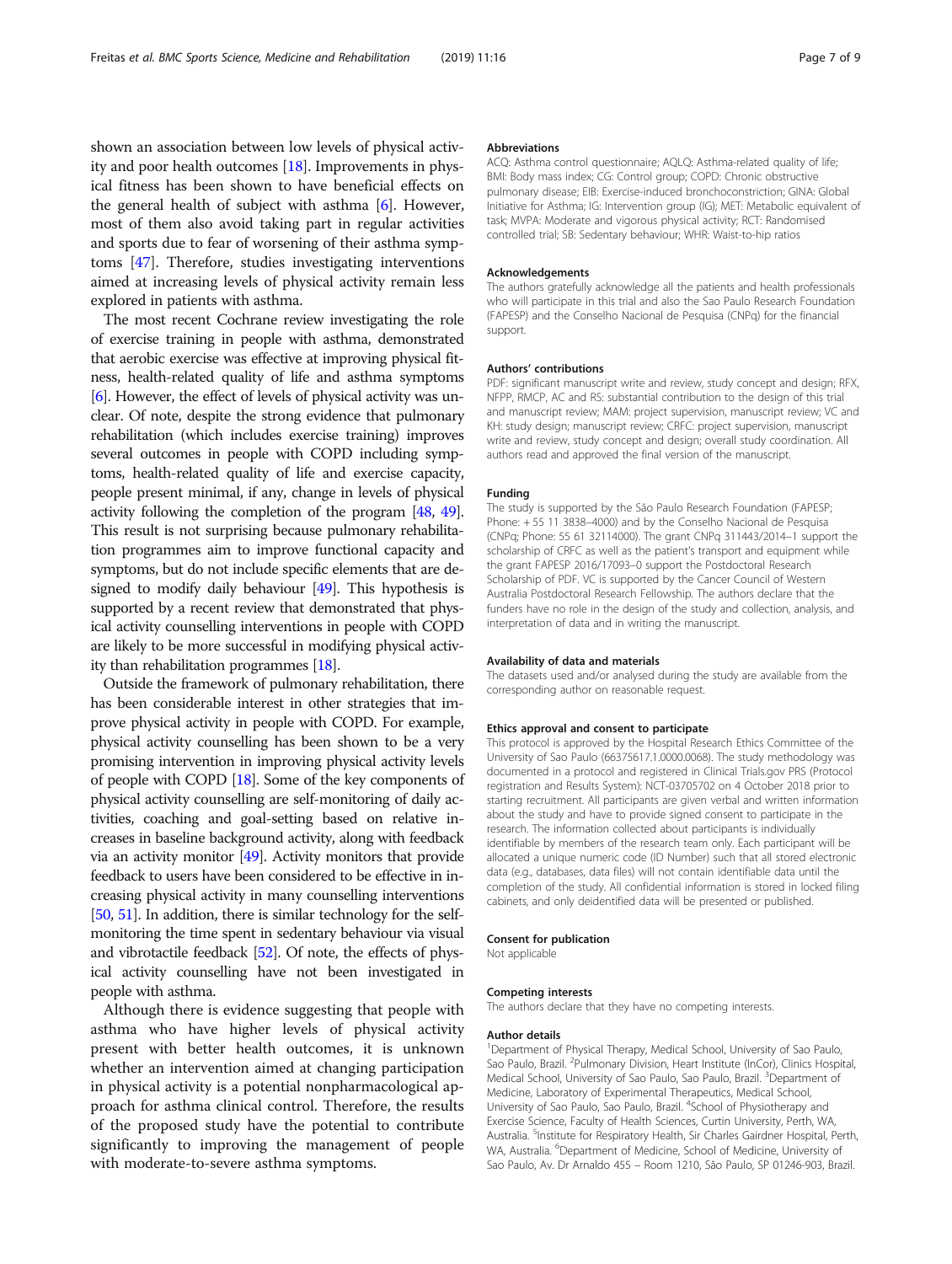shown an association between low levels of physical activity and poor health outcomes [18]. Improvements in physical fitness has been shown to have beneficial effects on the general health of subject with asthma [6]. However, most of them also avoid taking part in regular activities and sports due to fear of worsening of their asthma symptoms [47]. Therefore, studies investigating interventions aimed at increasing levels of physical activity remain less explored in patients with asthma.

The most recent Cochrane review investigating the role of exercise training in people with asthma, demonstrated that aerobic exercise was effective at improving physical fitness, health-related quality of life and asthma symptoms [6]. However, the effect of levels of physical activity was unclear. Of note, despite the strong evidence that pulmonary rehabilitation (which includes exercise training) improves several outcomes in people with COPD including symptoms, health-related quality of life and exercise capacity, people present minimal, if any, change in levels of physical activity following the completion of the program [48, 49]. This result is not surprising because pulmonary rehabilitation programmes aim to improve functional capacity and symptoms, but do not include specific elements that are designed to modify daily behaviour [49]. This hypothesis is supported by a recent review that demonstrated that physical activity counselling interventions in people with COPD are likely to be more successful in modifying physical activity than rehabilitation programmes [18].

Outside the framework of pulmonary rehabilitation, there has been considerable interest in other strategies that improve physical activity in people with COPD. For example, physical activity counselling has been shown to be a very promising intervention in improving physical activity levels of people with COPD [18]. Some of the key components of physical activity counselling are self-monitoring of daily activities, coaching and goal-setting based on relative increases in baseline background activity, along with feedback via an activity monitor [49]. Activity monitors that provide feedback to users have been considered to be effective in increasing physical activity in many counselling interventions [50, 51]. In addition, there is similar technology for the self-monitoring the time spent in sedentary behaviour via visual and vibrotactile feedback [52]. Of note, the effects of physical activity counselling have not been investigated in people with asthma.

Although there is evidence suggesting that people with asthma who have higher levels of physical activity present with better health outcomes, it is unknown whether an intervention aimed at changing participation in physical activity is a potential nonpharmacological approach for asthma clinical control. Therefore, the results of the proposed study have the potential to contribute significantly to improving the management of people with moderate-to-severe asthma symptoms.

## Abbreviations

ACQ: Asthma control questionnaire; AQLQ: Asthma-related quality of life; BMI: Body mass index; CG: Control group; COPD: Chronic obstructive pulmonary disease; EIB: Exercise-induced bronchoconstriction; GINA: Global Initiative for Asthma; IG: Intervention group (IG); MET: Metabolic equivalent of task; MVPA: Moderate and vigorous physical activity; RCT: Randomised controlled trial; SB: Sedentary behaviour; WHR: Waist-to-hip ratios

## Acknowledgements

The authors gratefully acknowledge all the patients and health professionals who will participate in this trial and also the Sao Paulo Research Foundation (FAPESP) and the Conselho Nacional de Pesquisa (CNPq) for the financial support.

## Authors' contributions

PDF: significant manuscript write and review, study concept and design; RFX, NFPP, RMCP, AC and RS: substantial contribution to the design of this trial and manuscript review; MAM: project supervision, manuscript review; VC and KH: study design; manuscript review; CRFC: project supervision, manuscript write and review, study concept and design; overall study coordination. All authors read and approved the final version of the manuscript.

## Funding

The study is supported by the São Paulo Research Foundation (FAPESP; Phone: + 55 11 3838–4000) and by the Conselho Nacional de Pesquisa (CNPq; Phone: 55 61 32114000). The grant CNPq 311443/2014–1 support the scholarship of CRFC as well as the patient's transport and equipment while the grant FAPESP 2016/17093–0 support the Postdoctoral Research Scholarship of PDF. VC is supported by the Cancer Council of Western Australia Postdoctoral Research Fellowship. The authors declare that the funders have no role in the design of the study and collection, analysis, and interpretation of data and in writing the manuscript.

## Availability of data and materials

The datasets used and/or analysed during the study are available from the corresponding author on reasonable request.

## Ethics approval and consent to participate

This protocol is approved by the Hospital Research Ethics Committee of the University of Sao Paulo (66375617.1.0000.0068). The study methodology was documented in a protocol and registered in Clinical Trials.gov PRS (Protocol registration and Results System): NCT-03705702 on 4 October 2018 prior to starting recruitment. All participants are given verbal and written information about the study and have to provide signed consent to participate in the research. The information collected about participants is individually identifiable by members of the research team only. Each participant will be allocated a unique numeric code (ID Number) such that all stored electronic data (e.g., databases, data files) will not contain identifiable data until the completion of the study. All confidential information is stored in locked filing cabinets, and only deidentified data will be presented or published.

## Consent for publication

Not applicable

## Competing interests

The authors declare that they have no competing interests.

## Author details

[1]Department of Physical Therapy, Medical School, University of Sao Paulo, Sao Paulo, Brazil. [2]Pulmonary Division, Heart Institute (InCor), Clinics Hospital, Medical School, University of Sao Paulo, Sao Paulo, Brazil. [3]Department of Medicine, Laboratory of Experimental Therapeutics, Medical School, University of Sao Paulo, Sao Paulo, Brazil. [4]School of Physiotherapy and Exercise Science, Faculty of Health Sciences, Curtin University, Perth, WA, Australia. [5]Institute for Respiratory Health, Sir Charles Gairdner Hospital, Perth, WA, Australia. [6]Department of Medicine, School of Medicine, University of Sao Paulo, Av. Dr Arnaldo 455 – Room 1210, São Paulo, SP 01246-903, Brazil.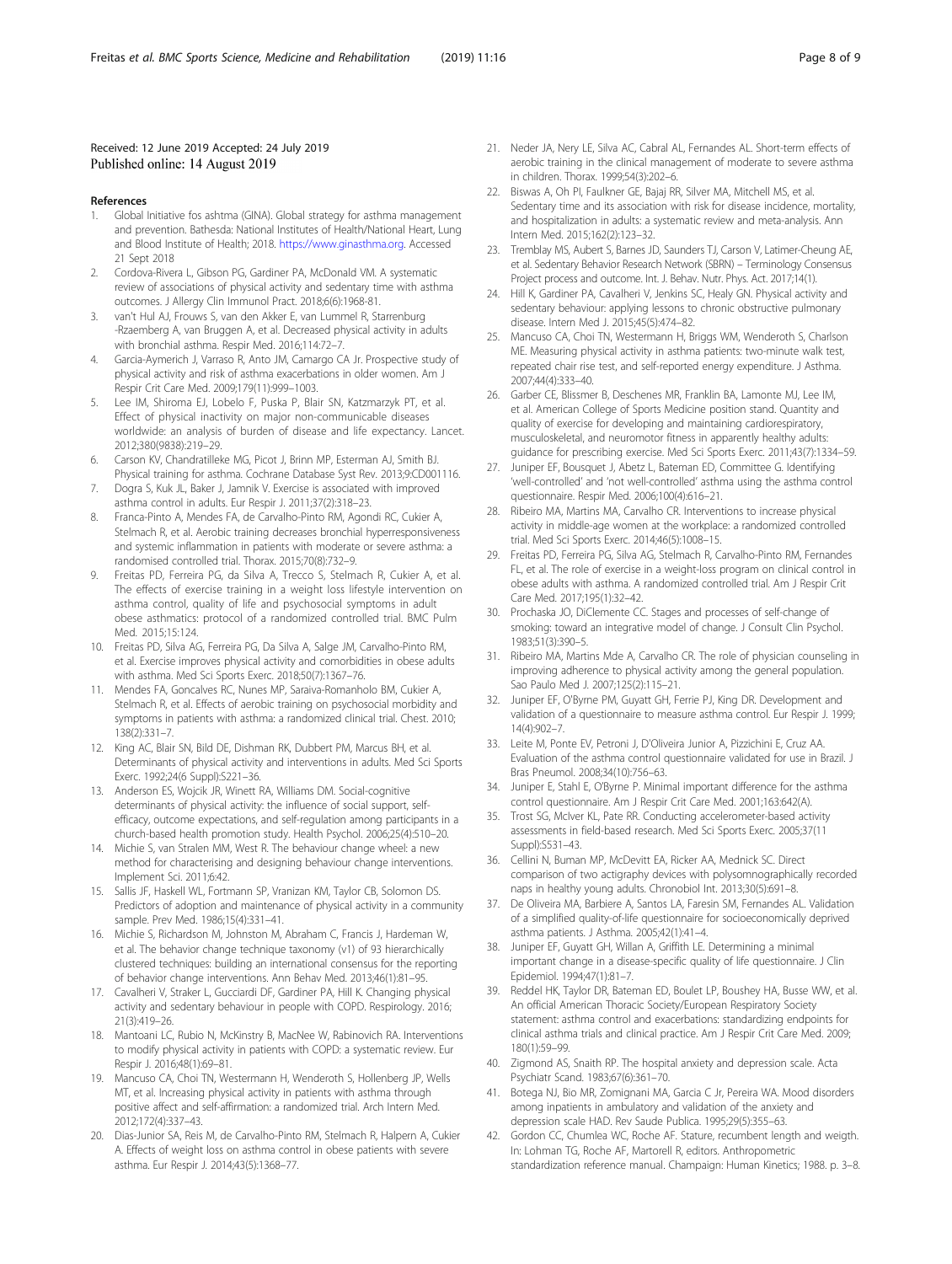Received: 12 June 2019 Accepted: 24 July 2019
Published online: 14 August 2019

## References

1. Global Initiative fos ashtma (GINA). Global strategy for asthma management and prevention. Bathesda: National Institutes of Health/National Heart, Lung and Blood Institute of Health; 2018. https://www.ginasthma.org. Accessed 21 Sept 2018
2. Cordova-Rivera L, Gibson PG, Gardiner PA, McDonald VM. A systematic review of associations of physical activity and sedentary time with asthma outcomes. J Allergy Clin Immunol Pract. 2018;6(6):1968-81.
3. van't Hul AJ, Frouws S, van den Akker E, van Lummel R, Starrenburg -Rzaemberg A, van Bruggen A, et al. Decreased physical activity in adults with bronchial asthma. Respir Med. 2016;114:72–7.
4. Garcia-Aymerich J, Varraso R, Anto JM, Camargo CA Jr. Prospective study of physical activity and risk of asthma exacerbations in older women. Am J Respir Crit Care Med. 2009;179(11):999–1003.
5. Lee IM, Shiroma EJ, Lobelo F, Puska P, Blair SN, Katzmarzyk PT, et al. Effect of physical inactivity on major non-communicable diseases worldwide: an analysis of burden of disease and life expectancy. Lancet. 2012;380(9838):219–29.
6. Carson KV, Chandratilleke MG, Picot J, Brinn MP, Esterman AJ, Smith BJ. Physical training for asthma. Cochrane Database Syst Rev. 2013;9:CD001116.
7. Dogra S, Kuk JL, Baker J, Jamnik V. Exercise is associated with improved asthma control in adults. Eur Respir J. 2011;37(2):318–23.
8. Franca-Pinto A, Mendes FA, de Carvalho-Pinto RM, Agondi RC, Cukier A, Stelmach R, et al. Aerobic training decreases bronchial hyperresponsiveness and systemic inflammation in patients with moderate or severe asthma: a randomised controlled trial. Thorax. 2015;70(8):732–9.
9. Freitas PD, Ferreira PG, da Silva A, Trecco S, Stelmach R, Cukier A, et al. The effects of exercise training in a weight loss lifestyle intervention on asthma control, quality of life and psychosocial symptoms in adult obese asthmatics: protocol of a randomized controlled trial. BMC Pulm Med. 2015;15:124.
10. Freitas PD, Silva AG, Ferreira PG, Da Silva A, Salge JM, Carvalho-Pinto RM, et al. Exercise improves physical activity and comorbidities in obese adults with asthma. Med Sci Sports Exerc. 2018;50(7):1367–76.
11. Mendes FA, Goncalves RC, Nunes MP, Saraiva-Romanholo BM, Cukier A, Stelmach R, et al. Effects of aerobic training on psychosocial morbidity and symptoms in patients with asthma: a randomized clinical trial. Chest. 2010; 138(2):331–7.
12. King AC, Blair SN, Bild DE, Dishman RK, Dubbert PM, Marcus BH, et al. Determinants of physical activity and interventions in adults. Med Sci Sports Exerc. 1992;24(6 Suppl):S221–36.
13. Anderson ES, Wojcik JR, Winett RA, Williams DM. Social-cognitive determinants of physical activity: the influence of social support, self-efficacy, outcome expectations, and self-regulation among participants in a church-based health promotion study. Health Psychol. 2006;25(4):510–20.
14. Michie S, van Stralen MM, West R. The behaviour change wheel: a new method for characterising and designing behaviour change interventions. Implement Sci. 2011;6:42.
15. Sallis JF, Haskell WL, Fortmann SP, Vranizan KM, Taylor CB, Solomon DS. Predictors of adoption and maintenance of physical activity in a community sample. Prev Med. 1986;15(4):331–41.
16. Michie S, Richardson M, Johnston M, Abraham C, Francis J, Hardeman W, et al. The behavior change technique taxonomy (v1) of 93 hierarchically clustered techniques: building an international consensus for the reporting of behavior change interventions. Ann Behav Med. 2013;46(1):81–95.
17. Cavalheri V, Straker L, Gucciardi DF, Gardiner PA, Hill K. Changing physical activity and sedentary behaviour in people with COPD. Respirology. 2016; 21(3):419–26.
18. Mantoani LC, Rubio N, McKinstry B, MacNee W, Rabinovich RA. Interventions to modify physical activity in patients with COPD: a systematic review. Eur Respir J. 2016;48(1):69–81.
19. Mancuso CA, Choi TN, Westermann H, Wenderoth S, Hollenberg JP, Wells MT, et al. Increasing physical activity in patients with asthma through positive affect and self-affirmation: a randomized trial. Arch Intern Med. 2012;172(4):337–43.
20. Dias-Junior SA, Reis M, de Carvalho-Pinto RM, Stelmach R, Halpern A, Cukier A. Effects of weight loss on asthma control in obese patients with severe asthma. Eur Respir J. 2014;43(5):1368–77.
21. Neder JA, Nery LE, Silva AC, Cabral AL, Fernandes AL. Short-term effects of aerobic training in the clinical management of moderate to severe asthma in children. Thorax. 1999;54(3):202–6.
22. Biswas A, Oh PI, Faulkner GE, Bajaj RR, Silver MA, Mitchell MS, et al. Sedentary time and its association with risk for disease incidence, mortality, and hospitalization in adults: a systematic review and meta-analysis. Ann Intern Med. 2015;162(2):123–32.
23. Tremblay MS, Aubert S, Barnes JD, Saunders TJ, Carson V, Latimer-Cheung AE, et al. Sedentary Behavior Research Network (SBRN) – Terminology Consensus Project process and outcome. Int. J. Behav. Nutr. Phys. Act. 2017;14(1).
24. Hill K, Gardiner PA, Cavalheri V, Jenkins SC, Healy GN. Physical activity and sedentary behaviour: applying lessons to chronic obstructive pulmonary disease. Intern Med J. 2015;45(5):474–82.
25. Mancuso CA, Choi TN, Westermann H, Briggs WM, Wenderoth S, Charlson ME. Measuring physical activity in asthma patients: two-minute walk test, repeated chair rise test, and self-reported energy expenditure. J Asthma. 2007;44(4):333–40.
26. Garber CE, Blissmer B, Deschenes MR, Franklin BA, Lamonte MJ, Lee IM, et al. American College of Sports Medicine position stand. Quantity and quality of exercise for developing and maintaining cardiorespiratory, musculoskeletal, and neuromotor fitness in apparently healthy adults: guidance for prescribing exercise. Med Sci Sports Exerc. 2011;43(7):1334–59.
27. Juniper EF, Bousquet J, Abetz L, Bateman ED, Committee G. Identifying 'well-controlled' and 'not well-controlled' asthma using the asthma control questionnaire. Respir Med. 2006;100(4):616–21.
28. Ribeiro MA, Martins MA, Carvalho CR. Interventions to increase physical activity in middle-age women at the workplace: a randomized controlled trial. Med Sci Sports Exerc. 2014;46(5):1008–15.
29. Freitas PD, Ferreira PG, Silva AG, Stelmach R, Carvalho-Pinto RM, Fernandes FL, et al. The role of exercise in a weight-loss program on clinical control in obese adults with asthma. A randomized controlled trial. Am J Respir Crit Care Med. 2017;195(1):32–42.
30. Prochaska JO, DiClemente CC. Stages and processes of self-change of smoking: toward an integrative model of change. J Consult Clin Psychol. 1983;51(3):390–5.
31. Ribeiro MA, Martins Mde A, Carvalho CR. The role of physician counseling in improving adherence to physical activity among the general population. Sao Paulo Med J. 2007;125(2):115–21.
32. Juniper EF, O'Byrne PM, Guyatt GH, Ferrie PJ, King DR. Development and validation of a questionnaire to measure asthma control. Eur Respir J. 1999; 14(4):902–7.
33. Leite M, Ponte EV, Petroni J, D'Oliveira Junior A, Pizzichini E, Cruz AA. Evaluation of the asthma control questionnaire validated for use in Brazil. J Bras Pneumol. 2008;34(10):756–63.
34. Juniper E, Stahl E, O'Byrne P. Minimal important difference for the asthma control questionnaire. Am J Respir Crit Care Med. 2001;163:642(A).
35. Trost SG, McIver KL, Pate RR. Conducting accelerometer-based activity assessments in field-based research. Med Sci Sports Exerc. 2005;37(11 Suppl):S531–43.
36. Cellini N, Buman MP, McDevitt EA, Ricker AA, Mednick SC. Direct comparison of two actigraphy devices with polysomnographically recorded naps in healthy young adults. Chronobiol Int. 2013;30(5):691–8.
37. De Oliveira MA, Barbiere A, Santos LA, Faresin SM, Fernandes AL. Validation of a simplified quality-of-life questionnaire for socioeconomically deprived asthma patients. J Asthma. 2005;42(1):41–4.
38. Juniper EF, Guyatt GH, Willan A, Griffith LE. Determining a minimal important change in a disease-specific quality of life questionnaire. J Clin Epidemiol. 1994;47(1):81–7.
39. Reddel HK, Taylor DR, Bateman ED, Boulet LP, Boushey HA, Busse WW, et al. An official American Thoracic Society/European Respiratory Society statement: asthma control and exacerbations: standardizing endpoints for clinical asthma trials and clinical practice. Am J Respir Crit Care Med. 2009; 180(1):59–99.
40. Zigmond AS, Snaith RP. The hospital anxiety and depression scale. Acta Psychiatr Scand. 1983;67(6):361–70.
41. Botega NJ, Bio MR, Zomignani MA, Garcia C Jr, Pereira WA. Mood disorders among inpatients in ambulatory and validation of the anxiety and depression scale HAD. Rev Saude Publica. 1995;29(5):355–63.
42. Gordon CC, Chumlea WC, Roche AF. Stature, recumbent length and weigth. In: Lohman TG, Roche AF, Martorell R, editors. Anthropometric standardization reference manual. Champaign: Human Kinetics; 1988. p. 3–8.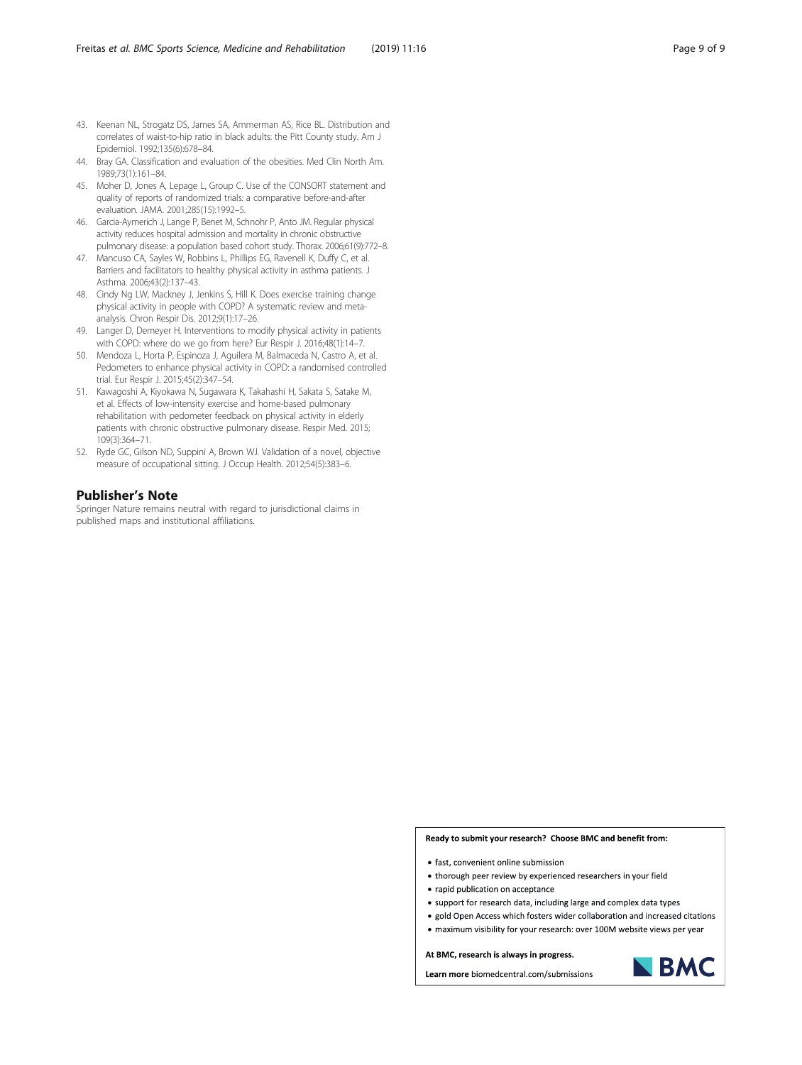43. Keenan NL, Strogatz DS, James SA, Ammerman AS, Rice BL. Distribution and correlates of waist-to-hip ratio in black adults: the Pitt County study. Am J Epidemiol. 1992;135(6):678–84.
44. Bray GA. Classification and evaluation of the obesities. Med Clin North Am. 1989;73(1):161–84.
45. Moher D, Jones A, Lepage L, Group C. Use of the CONSORT statement and quality of reports of randomized trials: a comparative before-and-after evaluation. JAMA. 2001;285(15):1992–5.
46. Garcia-Aymerich J, Lange P, Benet M, Schnohr P, Anto JM. Regular physical activity reduces hospital admission and mortality in chronic obstructive pulmonary disease: a population based cohort study. Thorax. 2006;61(9):772–8.
47. Mancuso CA, Sayles W, Robbins L, Phillips EG, Ravenell K, Duffy C, et al. Barriers and facilitators to healthy physical activity in asthma patients. J Asthma. 2006;43(2):137–43.
48. Cindy Ng LW, Mackney J, Jenkins S, Hill K. Does exercise training change physical activity in people with COPD? A systematic review and meta-analysis. Chron Respir Dis. 2012;9(1):17–26.
49. Langer D, Demeyer H. Interventions to modify physical activity in patients with COPD: where do we go from here? Eur Respir J. 2016;48(1):14–7.
50. Mendoza L, Horta P, Espinoza J, Aguilera M, Balmaceda N, Castro A, et al. Pedometers to enhance physical activity in COPD: a randomised controlled trial. Eur Respir J. 2015;45(2):347–54.
51. Kawagoshi A, Kiyokawa N, Sugawara K, Takahashi H, Sakata S, Satake M, et al. Effects of low-intensity exercise and home-based pulmonary rehabilitation with pedometer feedback on physical activity in elderly patients with chronic obstructive pulmonary disease. Respir Med. 2015; 109(3):364–71.
52. Ryde GC, Gilson ND, Suppini A, Brown WJ. Validation of a novel, objective measure of occupational sitting. J Occup Health. 2012;54(5):383–6.

## Publisher's Note

Springer Nature remains neutral with regard to jurisdictional claims in published maps and institutional affiliations.

**Ready to submit your research? Choose BMC and benefit from:**

- fast, convenient online submission
- thorough peer review by experienced researchers in your field
- rapid publication on acceptance
- support for research data, including large and complex data types
- gold Open Access which fosters wider collaboration and increased citations
- maximum visibility for your research: over 100M website views per year

**At BMC, research is always in progress.**

**Learn more** biomedcentral.com/submissions

BMC